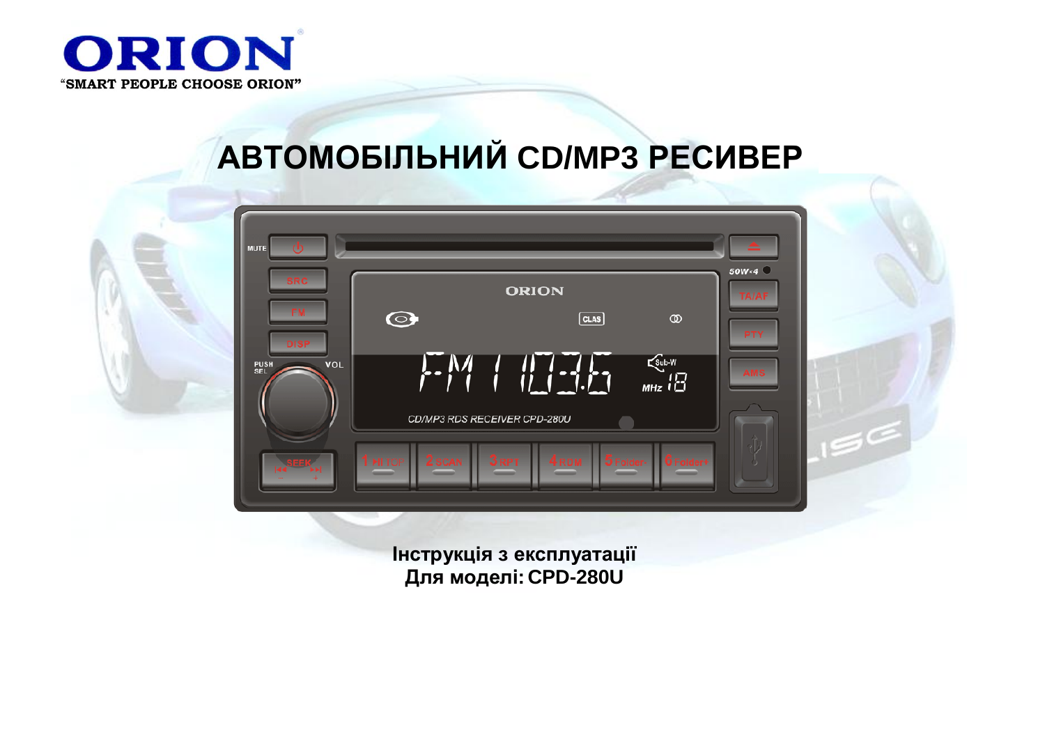ORION

"SMART PEOPLE CHOOSE ORION"

# АВТОМОБІЛЬНИЙ CD/MP3 РЕСИВЕР

**Інструкція з експлуатації**
**Для моделі: CPD-280U**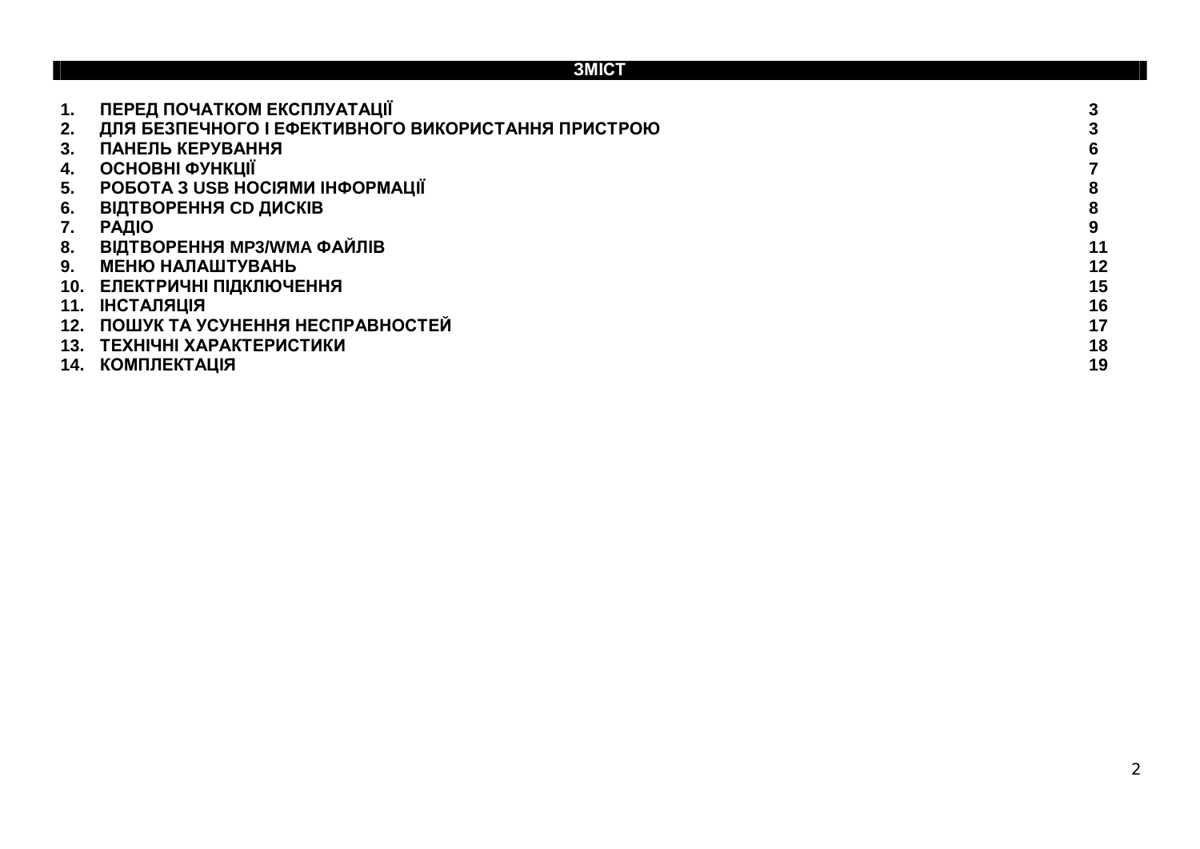# ЗМІСТ

| | | |
|---|---|---|
| 1. | ПЕРЕД ПОЧАТКОМ ЕКСПЛУАТАЦІЇ | 3 |
| 2. | ДЛЯ БЕЗПЕЧНОГО І ЕФЕКТИВНОГО ВИКОРИСТАННЯ ПРИСТРОЮ | 3 |
| 3. | ПАНЕЛЬ КЕРУВАННЯ | 6 |
| 4. | ОСНОВНІ ФУНКЦІЇ | 7 |
| 5. | РОБОТА З USB НОСІЯМИ ІНФОРМАЦІЇ | 8 |
| 6. | ВІДТВОРЕННЯ CD ДИСКІВ | 8 |
| 7. | РАДІО | 9 |
| 8. | ВІДТВОРЕННЯ MP3/WMA ФАЙЛІВ | 11 |
| 9. | МЕНЮ НАЛАШТУВАНЬ | 12 |
| 10. | ЕЛЕКТРИЧНІ ПІДКЛЮЧЕННЯ | 15 |
| 11. | ІНСТАЛЯЦІЯ | 16 |
| 12. | ПОШУК ТА УСУНЕННЯ НЕСПРАВНОСТЕЙ | 17 |
| 13. | ТЕХНІЧНІ ХАРАКТЕРИСТИКИ | 18 |
| 14. | КОМПЛЕКТАЦІЯ | 19 |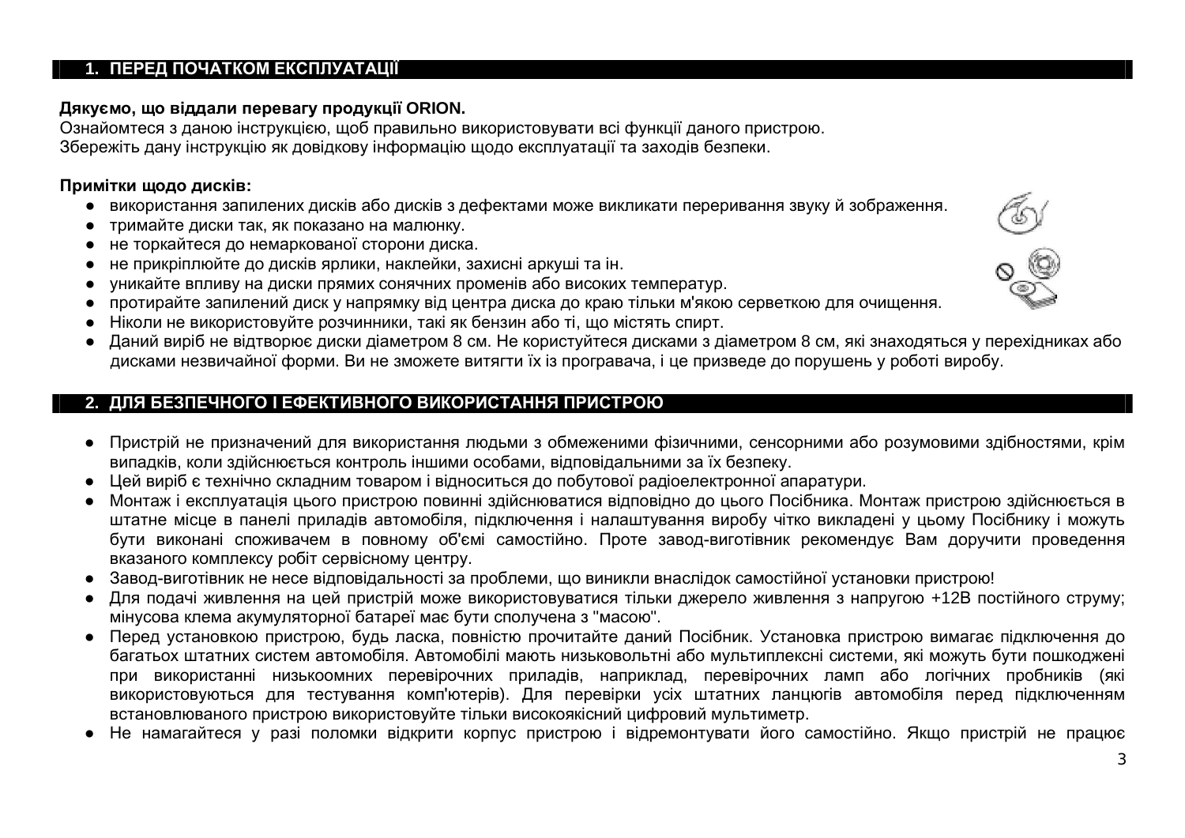## 1. ПЕРЕД ПОЧАТКОМ ЕКСПЛУАТАЦІЇ

**Дякуємо, що віддали перевагу продукції ORION.**

Ознайомтеся з даною інструкцією, щоб правильно використовувати всі функції даного пристрою.
Збережіть дану інструкцію як довідкову інформацію щодо експлуатації та заходів безпеки.

**Примітки щодо дисків:**

- використання запилених дисків або дисків з дефектами може викликати переривання звуку й зображення.
- тримайте диски так, як показано на малюнку.
- не торкайтеся до немаркованої сторони диска.
- не прикріплюйте до дисків ярлики, наклейки, захисні аркуші та ін.
- уникайте впливу на диски прямих сонячних променів або високих температур.
- протирайте запилений диск у напрямку від центра диска до краю тільки м'якою серветкою для очищення.
- Ніколи не використовуйте розчинники, такі як бензин або ті, що містять спирт.
- Даний виріб не відтворює диски діаметром 8 см. Не користуйтеся дисками з діаметром 8 см, які знаходяться у перехідниках або дисками незвичайної форми. Ви не зможете витягти їх із програвача, і це призведе до порушень у роботі виробу.

## 2. ДЛЯ БЕЗПЕЧНОГО І ЕФЕКТИВНОГО ВИКОРИСТАННЯ ПРИСТРОЮ

- Пристрій не призначений для використання людьми з обмеженими фізичними, сенсорними або розумовими здібностями, крім випадків, коли здійснюється контроль іншими особами, відповідальними за їх безпеку.
- Цей виріб є технічно складним товаром і відноситься до побутової радіоелектронної апаратури.
- Монтаж і експлуатація цього пристрою повинні здійснюватися відповідно до цього Посібника. Монтаж пристрою здійснюється в штатне місце в панелі приладів автомобіля, підключення і налаштування виробу чітко викладені у цьому Посібнику і можуть бути виконані споживачем в повному об'ємі самостійно. Проте завод-виготівник рекомендує Вам доручити проведення вказаного комплексу робіт сервісному центру.
- Завод-виготівник не несе відповідальності за проблеми, що виникли внаслідок самостійної установки пристрою!
- Для подачі живлення на цей пристрій може використовуватися тільки джерело живлення з напругою +12В постійного струму; мінусова клема акумуляторної батареї має бути сполучена з "масою".
- Перед установкою пристрою, будь ласка, повністю прочитайте даний Посібник. Установка пристрою вимагає підключення до багатьох штатних систем автомобіля. Автомобілі мають низьковольтні або мультиплексні системи, які можуть бути пошкоджені при використанні низькоомних перевірочних приладів, наприклад, перевірочних ламп або логічних пробників (які використовуються для тестування комп'ютерів). Для перевірки усіх штатних ланцюгів автомобіля перед підключенням встановлюваного пристрою використовуйте тільки високоякісний цифровий мультиметр.
- Не намагайтеся у разі поломки відкрити корпус пристрою і відремонтувати його самостійно. Якщо пристрій не працює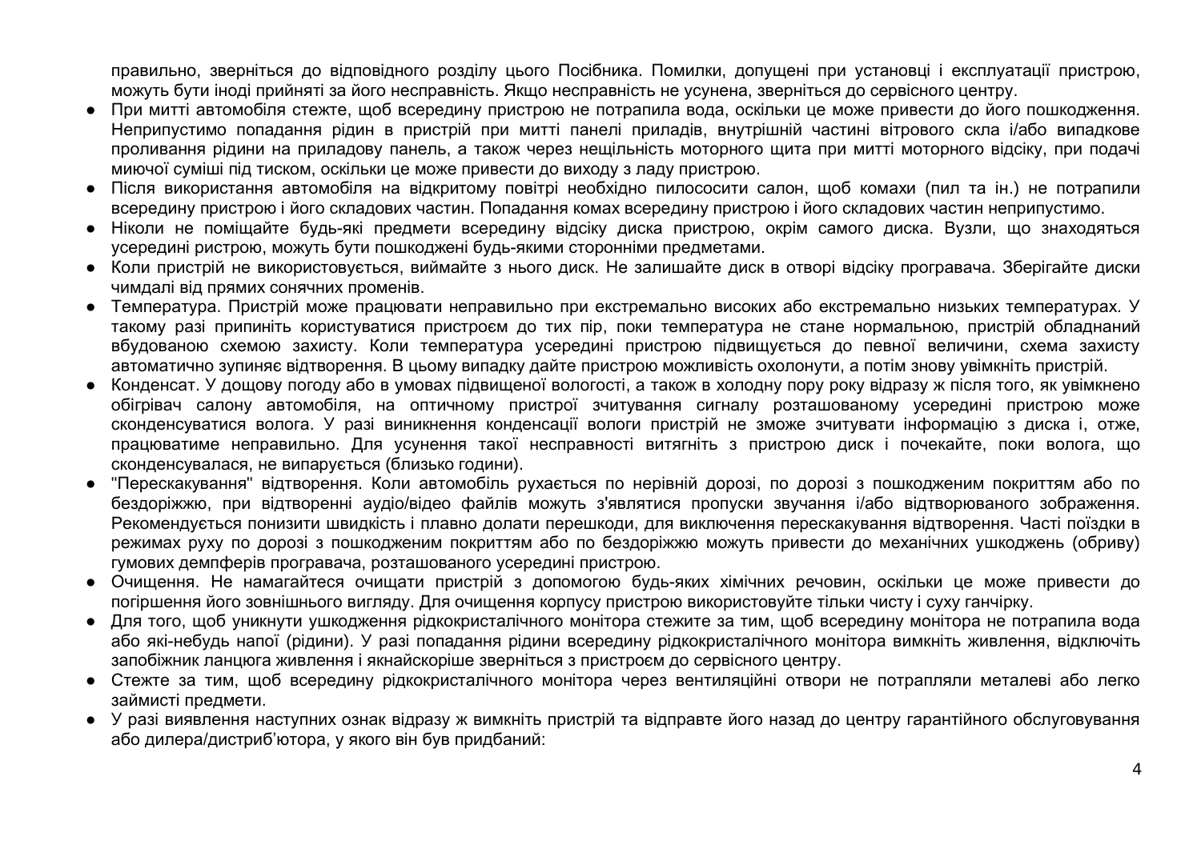правильно, зверніться до відповідного розділу цього Посібника. Помилки, допущені при установці і експлуатації пристрою, можуть бути іноді прийняті за його несправність. Якщо несправність не усунена, зверніться до сервісного центру.

- При митті автомобіля стежте, щоб всередину пристрою не потрапила вода, оскільки це може привести до його пошкодження. Неприпустимо попадання рідин в пристрій при митті панелі приладів, внутрішній частині вітрового скла і/або випадкове проливання рідини на приладову панель, а також через нещільність моторного щита при митті моторного відсіку, при подачі миючої суміші під тиском, оскільки це може привести до виходу з ладу пристрою.
- Після використання автомобіля на відкритому повітрі необхідно пилососити салон, щоб комахи (пил та ін.) не потрапили всередину пристрою і його складових частин. Попадання комах всередину пристрою і його складових частин неприпустимо.
- Ніколи не поміщайте будь-які предмети всередину відсіку диска пристрою, окрім самого диска. Вузли, що знаходяться усередині ристрою, можуть бути пошкоджені будь-якими сторонніми предметами.
- Коли пристрій не використовується, виймайте з нього диск. Не залишайте диск в отворі відсіку програвача. Зберігайте диски чимдалі від прямих сонячних променів.
- Температура. Пристрій може працювати неправильно при екстремально високих або екстремально низьких температурах. У такому разі припиніть користуватися пристроєм до тих пір, поки температура не стане нормальною, пристрій обладнаний вбудованою схемою захисту. Коли температура усередині пристрою підвищується до певної величини, схема захисту автоматично зупиняє відтворення. В цьому випадку дайте пристрою можливість охолонути, а потім знову увімкніть пристрій.
- Конденсат. У дощову погоду або в умовах підвищеної вологості, а також в холодну пору року відразу ж після того, як увімкнено обігрівач салону автомобіля, на оптичному пристрої зчитування сигналу розташованому усередині пристрою може сконденсуватися волога. У разі виникнення конденсації вологи пристрій не зможе зчитувати інформацію з диска і, отже, працюватиме неправильно. Для усунення такої несправності витягніть з пристрою диск і почекайте, поки волога, що сконденсувалася, не випарується (близько години).
- "Перескакування" відтворення. Коли автомобіль рухається по нерівній дорозі, по дорозі з пошкодженим покриттям або по бездоріжжю, при відтворенні аудіо/відео файлів можуть з'являтися пропуски звучання і/або відтворюваного зображення. Рекомендується понизити швидкість і плавно долати перешкоди, для виключення перескакування відтворення. Часті поїздки в режимах руху по дорозі з пошкодженим покриттям або по бездоріжжю можуть привести до механічних ушкоджень (обриву) гумових демпферів програвача, розташованого усередині пристрою.
- Очищення. Не намагайтеся очищати пристрій з допомогою будь-яких хімічних речовин, оскільки це може привести до погіршення його зовнішнього вигляду. Для очищення корпусу пристрою використовуйте тільки чисту і суху ганчірку.
- Для того, щоб уникнути ушкодження рідкокристалічного монітора стежите за тим, щоб всередину монітора не потрапила вода або які-небудь напої (рідини). У разі попадання рідини всередину рідкокристалічного монітора вимкніть живлення, відключіть запобіжник ланцюга живлення і якнайскоріше зверніться з пристроєм до сервісного центру.
- Стежте за тим, щоб всередину рідкокристалічного монітора через вентиляційні отвори не потрапляли металеві або легко займисті предмети.
- У разі виявлення наступних ознак відразу ж вимкніть пристрій та відправте його назад до центру гарантійного обслуговування або дилера/дистриб'ютора, у якого він був придбаний: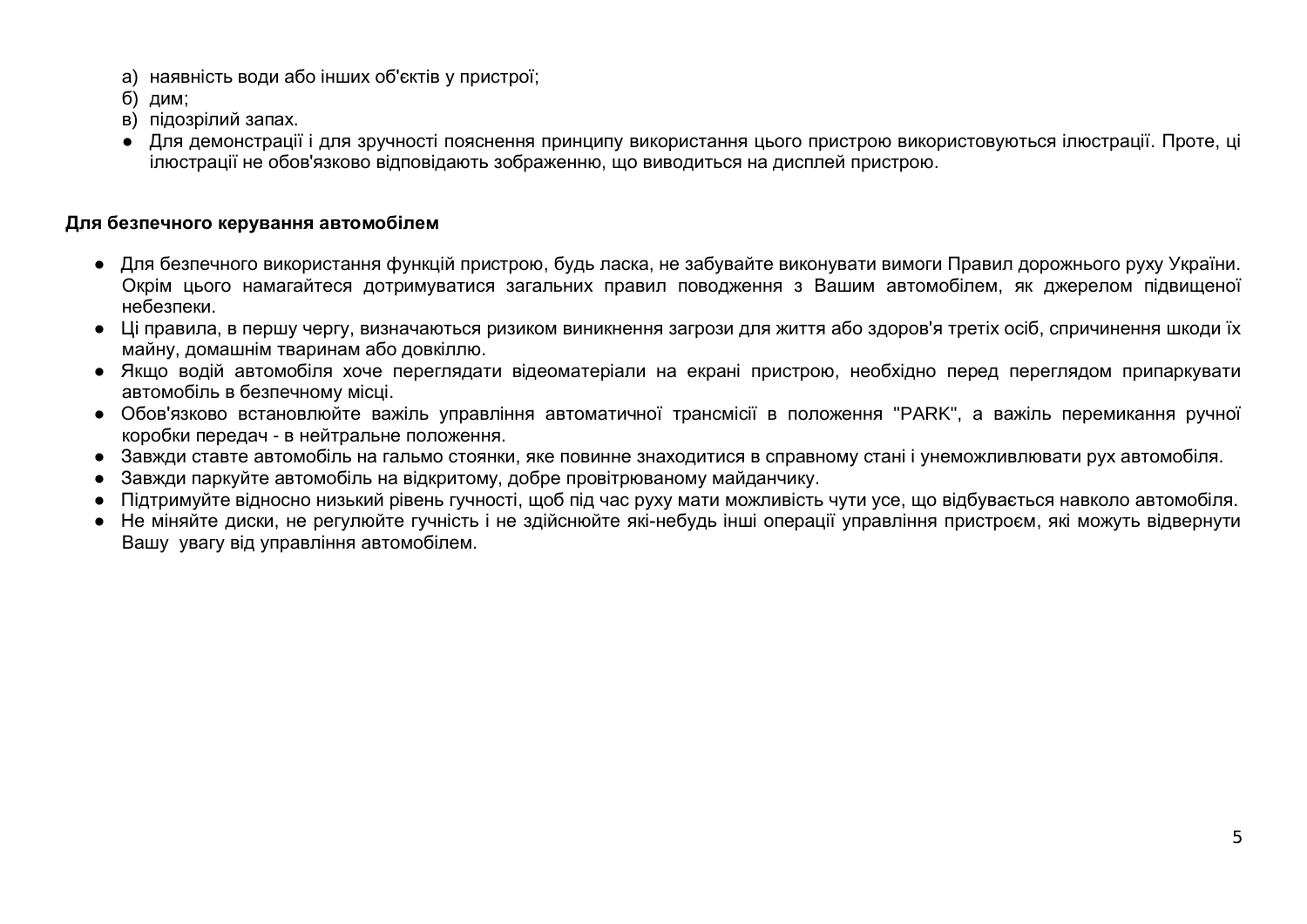а) наявність води або інших об'єктів у пристрої;
б) дим;
в) підозрілий запах.

- Для демонстрації і для зручності пояснення принципу використання цього пристрою використовуються ілюстрації. Проте, ці ілюстрації не обов'язково відповідають зображенню, що виводиться на дисплей пристрою.

**Для безпечного керування автомобілем**

- Для безпечного використання функцій пристрою, будь ласка, не забувайте виконувати вимоги Правил дорожнього руху України. Окрім цього намагайтеся дотримуватися загальних правил поводження з Вашим автомобілем, як джерелом підвищеної небезпеки.
- Ці правила, в першу чергу, визначаються ризиком виникнення загрози для життя або здоров'я третіх осіб, спричинення шкоди їх майну, домашнім тваринам або довкіллю.
- Якщо водій автомобіля хоче переглядати відеоматеріали на екрані пристрою, необхідно перед переглядом припаркувати автомобіль в безпечному місці.
- Обов'язково встановлюйте важіль управління автоматичної трансмісії в положення "PARK", а важіль перемикання ручної коробки передач - в нейтральне положення.
- Завжди ставте автомобіль на гальмо стоянки, яке повинне знаходитися в справному стані і унеможливлювати рух автомобіля.
- Завжди паркуйте автомобіль на відкритому, добре провітрюваному майданчику.
- Підтримуйте відносно низький рівень гучності, щоб під час руху мати можливість чути усе, що відбувається навколо автомобіля.
- Не міняйте диски, не регулюйте гучність і не здійснюйте які-небудь інші операції управління пристроєм, які можуть відвернути Вашу увагу від управління автомобілем.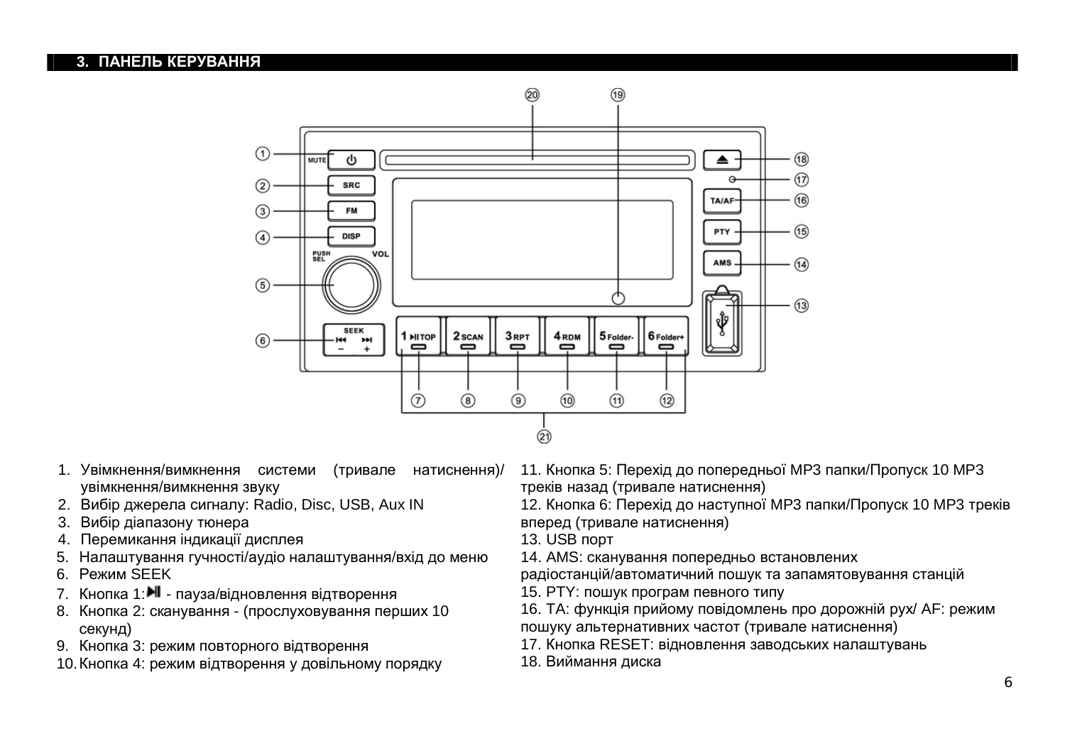## 3. ПАНЕЛЬ КЕРУВАННЯ

MUTE
SRC
FM
DISP
PUSH SEL
VOL
SEEK
1 ▶II TOP
2 SCAN
3 RPT
4 RDM
5 Folder-
6 Folder+
TA/AF
PTY
AMS

1. Увімкнення/вимкнення системи (тривале натиснення)/ увімкнення/вимкнення звуку
2. Вибір джерела сигналу: Radio, Disc, USB, Aux IN
3. Вибір діапазону тюнера
4. Перемикання індикації дисплея
5. Налаштування гучності/аудіо налаштування/вхід до меню
6. Режим SEEK
7. Кнопка 1: ▶II - пауза/відновлення відтворення
8. Кнопка 2: сканування - (прослуховування перших 10 секунд)
9. Кнопка 3: режим повторного відтворення
10. Кнопка 4: режим відтворення у довільному порядку
11. Кнопка 5: Перехід до попередньої MP3 папки/Пропуск 10 MP3 треків назад (тривале натиснення)
12. Кнопка 6: Перехід до наступної MP3 папки/Пропуск 10 MP3 треків вперед (тривале натиснення)
13. USB порт
14. AMS: сканування попередньо встановлених радіостанцій/автоматичний пошук та запамятовування станцій
15. PTY: пошук програм певного типу
16. TA: функція прийому повідомлень про дорожній рух/ AF: режим пошуку альтернативних частот (тривале натиснення)
17. Кнопка RESET: відновлення заводських налаштувань
18. Виймання диска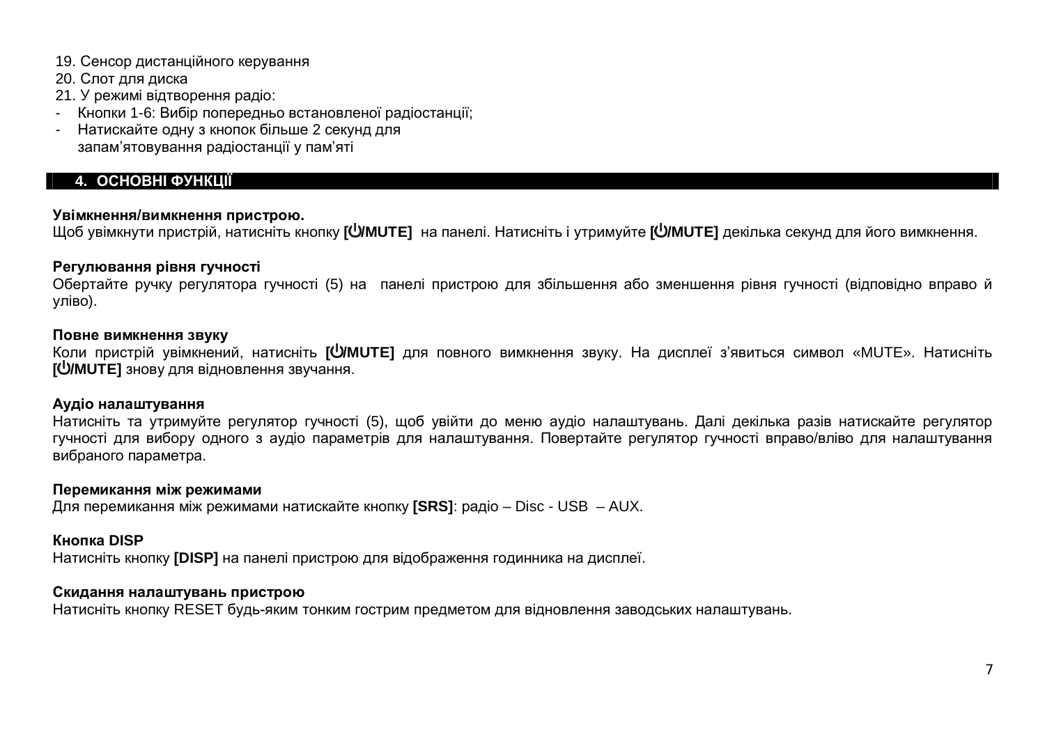19. Сенсор дистанційного керування
20. Слот для диска
21. У режимі відтворення радіо:

- Кнопки 1-6: Вибір попередньо встановленої радіостанції;
- Натискайте одну з кнопок більше 2 секунд для запам'ятовування радіостанції у пам'яті

## 4. ОСНОВНІ ФУНКЦІЇ

**Увімкнення/вимкнення пристрою.**

Щоб увімкнути пристрій, натисніть кнопку **[⏻/MUTE]** на панелі. Натисніть і утримуйте **[⏻/MUTE]** декілька секунд для його вимкнення.

**Регулювання рівня гучності**

Обертайте ручку регулятора гучності (5) на панелі пристрою для збільшення або зменшення рівня гучності (відповідно вправо й уліво).

**Повне вимкнення звуку**

Коли пристрій увімкнений, натисніть **[⏻/MUTE]** для повного вимкнення звуку. На дисплеї з'явиться символ «MUTE». Натисніть **[⏻/MUTE]** знову для відновлення звучання.

**Аудіо налаштування**

Натисніть та утримуйте регулятор гучності (5), щоб увійти до меню аудіо налаштувань. Далі декілька разів натискайте регулятор гучності для вибору одного з аудіо параметрів для налаштування. Повертайте регулятор гучності вправо/вліво для налаштування вибраного параметра.

**Перемикання між режимами**

Для перемикання між режимами натискайте кнопку **[SRS]**: радіо – Disc - USB – AUX.

**Кнопка DISP**

Натисніть кнопку **[DISP]** на панелі пристрою для відображення годинника на дисплеї.

**Скидання налаштувань пристрою**

Натисніть кнопку RESET будь-яким тонким гострим предметом для відновлення заводських налаштувань.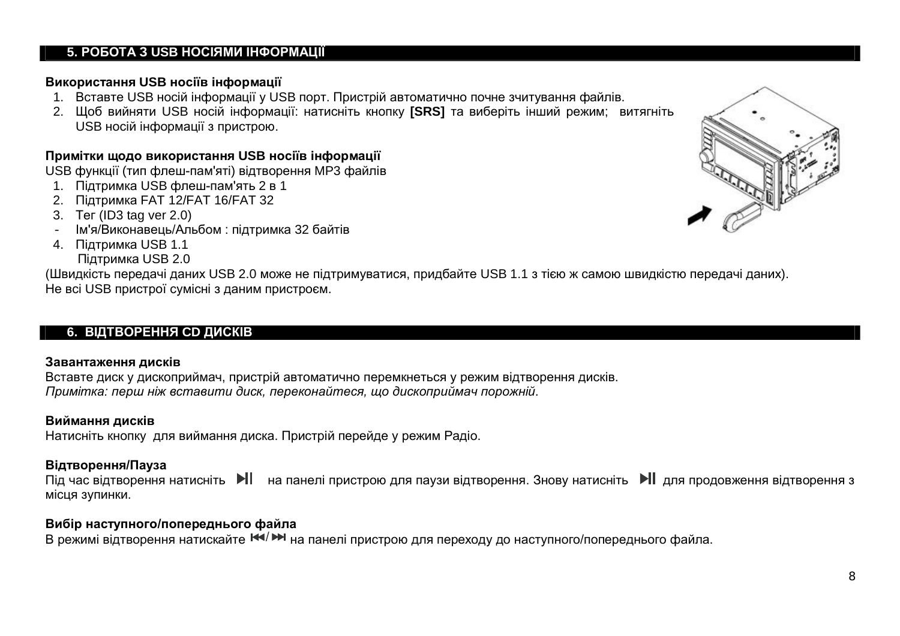## 5. РОБОТА З USB НОСІЯМИ ІНФОРМАЦІЇ

**Використання USB носіїв інформації**

1. Вставте USB носій інформації у USB порт. Пристрій автоматично почне зчитування файлів.
2. Щоб вийняти USB носій інформації: натисніть кнопку **[SRS]** та виберіть інший режим; витягніть USB носій інформації з пристрою.

**Примітки щодо використання USB носіїв інформації**

USB функції (тип флеш-пам'яті) відтворення MP3 файлів

1. Підтримка USB флеш-пам'ять 2 в 1
2. Підтримка FAT 12/FAT 16/FAT 32
3. Тег (ID3 tag ver 2.0)
   - Ім'я/Виконавець/Альбом : підтримка 32 байтів
4. Підтримка USB 1.1
   Підтримка USB 2.0

(Швидкість передачі даних USB 2.0 може не підтримуватися, придбайте USB 1.1 з тією ж самою швидкістю передачі даних).
Не всі USB пристрої сумісні з даним пристроєм.

## 6. ВІДТВОРЕННЯ CD ДИСКІВ

**Завантаження дисків**

Вставте диск у дископриймач, пристрій автоматично перемкнеться у режим відтворення дисків.
*Примітка: перш ніж вставити диск, переконайтеся, що дископриймач порожній.*

**Виймання дисків**

Натисніть кнопку  для виймання диска. Пристрій перейде у режим Радіо.

**Відтворення/Пауза**

Під час відтворення натисніть ▶II на панелі пристрою для паузи відтворення. Знову натисніть ▶II для продовження відтворення з місця зупинки.

**Вибір наступного/попереднього файла**

В режимі відтворення натискайте ⏮/⏭ на панелі пристрою для переходу до наступного/попереднього файла.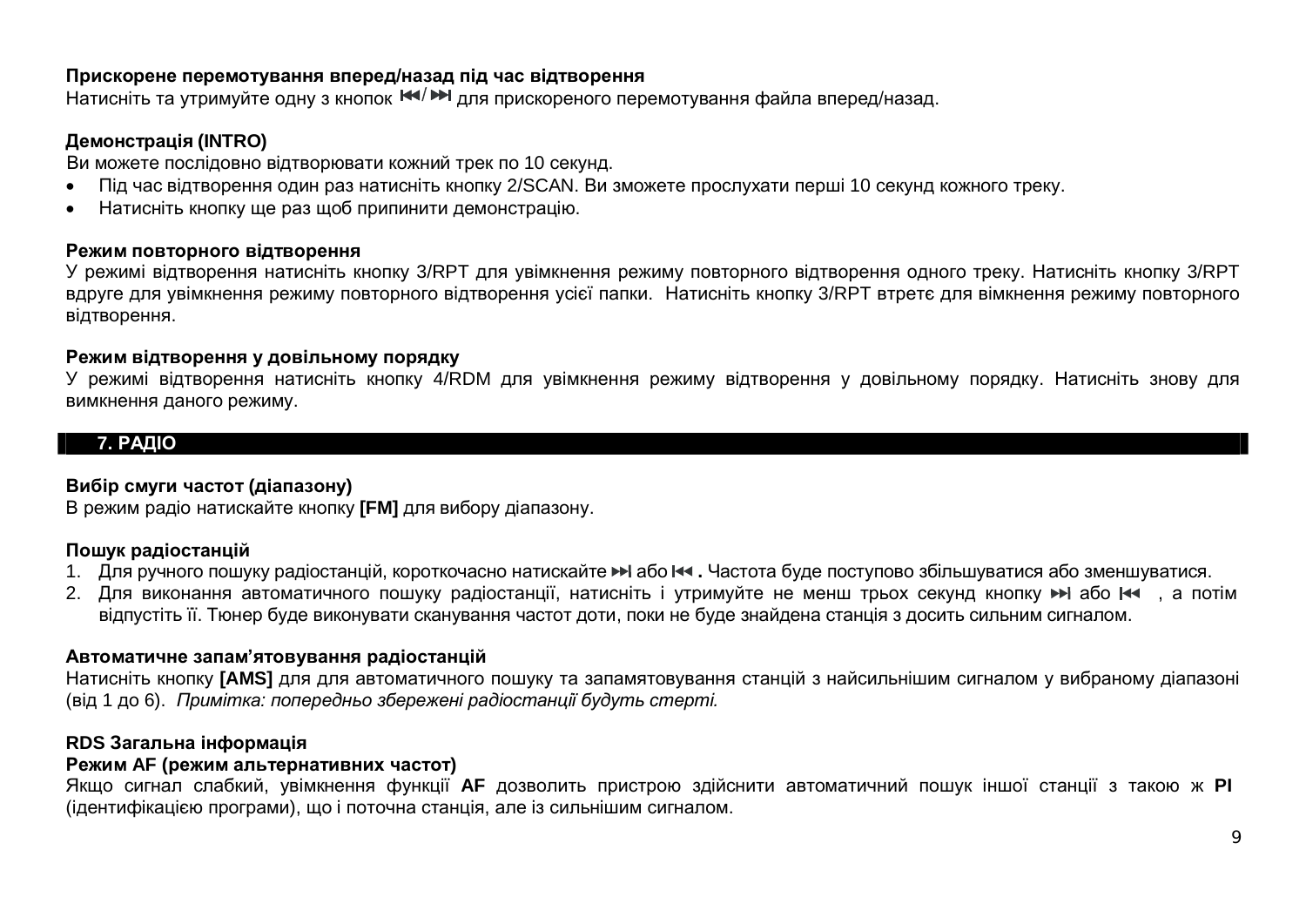**Прискорене перемотування вперед/назад під час відтворення**
Натисніть та утримуйте одну з кнопок ⏮/⏭ для прискореного перемотування файла вперед/назад.

**Демонстрація (INTRO)**
Ви можете послідовно відтворювати кожний трек по 10 секунд.

- Під час відтворення один раз натисніть кнопку 2/SCAN. Ви зможете прослухати перші 10 секунд кожного треку.
- Натисніть кнопку ще раз щоб припинити демонстрацію.

**Режим повторного відтворення**
У режимі відтворення натисніть кнопку 3/RPT для увімкнення режиму повторного відтворення одного треку. Натисніть кнопку 3/RPT вдруге для увімкнення режиму повторного відтворення усієї папки. Натисніть кнопку 3/RPT втретє для вімкнення режиму повторного відтворення.

**Режим відтворення у довільному порядку**
У режимі відтворення натисніть кнопку 4/RDM для увімкнення режиму відтворення у довільному порядку. Натисніть знову для вимкнення даного режиму.

## 7. РАДІО

**Вибір смуги частот (діапазону)**
В режим радіо натискайте кнопку **[FM]** для вибору діапазону.

**Пошук радіостанцій**

1. Для ручного пошуку радіостанцій, короткочасно натискайте ⏭ або ⏮ **.** Частота буде поступово збільшуватися або зменшуватися.
2. Для виконання автоматичного пошуку радіостанції, натисніть і утримуйте не менш трьох секунд кнопку ⏭ або ⏮ , а потім відпустіть її. Тюнер буде виконувати сканування частот доти, поки не буде знайдена станція з досить сильним сигналом.

**Автоматичне запам'ятовування радіостанцій**
Натисніть кнопку **[AMS]** для для автоматичного пошуку та запамятовування станцій з найсильнішим сигналом у вибраному діапазоні (від 1 до 6). *Примітка: попередньо збережені радіостанції будуть стерті.*

**RDS Загальна інформація**

**Режим AF (режим альтернативних частот)**
Якщо сигнал слабкий, увімкнення функції **AF** дозволить пристрою здійснити автоматичний пошук іншої станції з такою ж **PI** (ідентифікацією програми), що і поточна станція, але із сильнішим сигналом.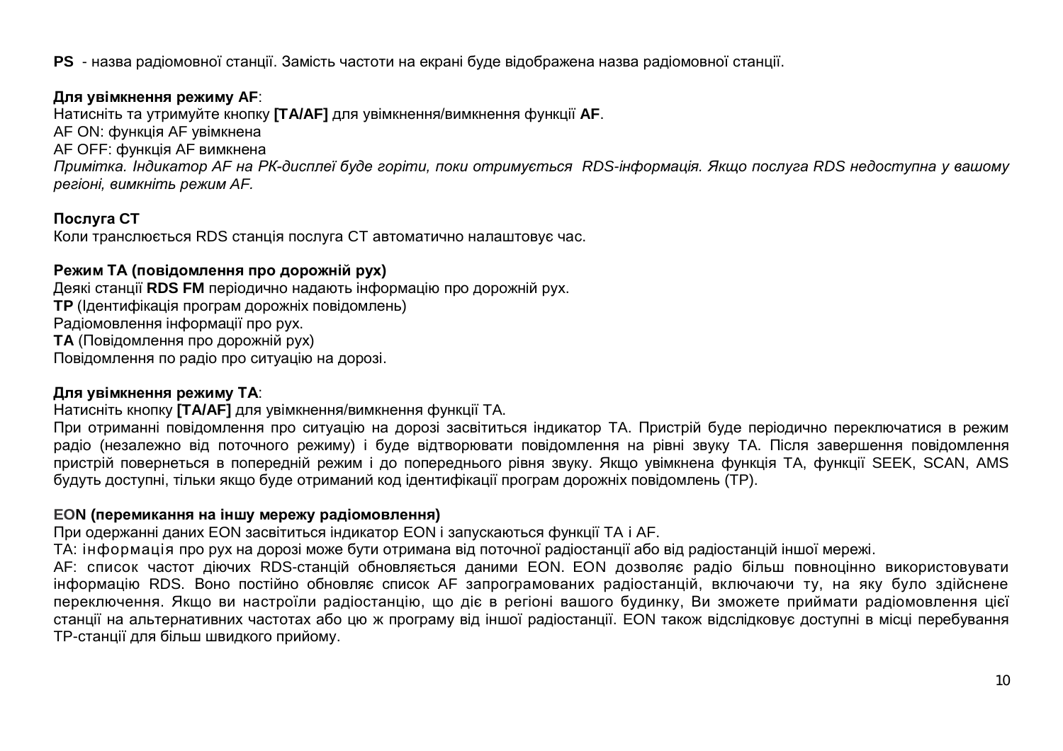**PS** - назва радіомовної станції. Замість частоти на екрані буде відображена назва радіомовної станції.

**Для увімкнення режиму AF**:

Натисніть та утримуйте кнопку **[TA/AF]** для увімкнення/вимкнення функції **AF**.

AF ON: функція AF увімкнена

AF OFF: функція AF вимкнена

*Примітка. Індикатор AF на РК-дисплеї буде горіти, поки отримується RDS-інформація. Якщо послуга RDS недоступна у вашому регіоні, вимкніть режим AF.*

**Послуга CT**

Коли транслюється RDS станція послуга CT автоматично налаштовує час.

**Режим TA (повідомлення про дорожній рух)**

Деякі станції **RDS FM** періодично надають інформацію про дорожній рух.

**TP** (Ідентифікація програм дорожніх повідомлень)

Радіомовлення інформації про рух.

**TA** (Повідомлення про дорожній рух)

Повідомлення по радіо про ситуацію на дорозі.

**Для увімкнення режиму TA**:

Натисніть кнопку **[TA/AF]** для увімкнення/вимкнення функції TA.

При отриманні повідомлення про ситуацію на дорозі засвітиться індикатор TA. Пристрій буде періодично переключатися в режим радіо (незалежно від поточного режиму) і буде відтворювати повідомлення на рівні звуку TA. Після завершення повідомлення пристрій повернеться в попередній режим і до попереднього рівня звуку. Якщо увімкнена функція TA, функції SEEK, SCAN, AMS будуть доступні, тільки якщо буде отриманий код ідентифікації програм дорожніх повідомлень (TP).

**EON (перемикання на іншу мережу радіомовлення)**

При одержанні даних EON засвітиться індикатор EON і запускаються функції TA і AF.

TA: інформація про рух на дорозі може бути отримана від поточної радіостанції або від радіостанцій іншої мережі.

AF: список частот діючих RDS-станцій обновляється даними EON. EON дозволяє радіо більш повноцінно використовувати інформацію RDS. Воно постійно обновляє список AF запрограмованих радіостанцій, включаючи ту, на яку було здійснене переключення. Якщо ви настроїли радіостанцію, що діє в регіоні вашого будинку, Ви зможете приймати радіомовлення цієї станції на альтернативних частотах або цю ж програму від іншої радіостанції. EON також відслідковує доступні в місці перебування TP-станції для більш швидкого прийому.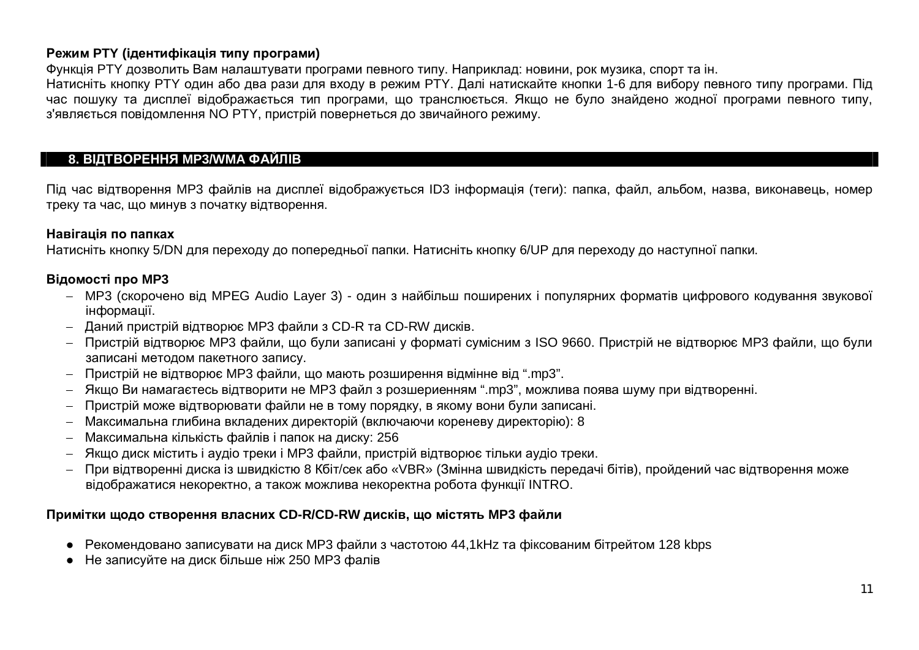**Режим PTY (ідентифікація типу програми)**

Функція PTY дозволить Вам налаштувати програми певного типу. Наприклад: новини, рок музика, спорт та ін.
Натисніть кнопку PTY один або два рази для входу в режим PTY. Далі натискайте кнопки 1-6 для вибору певного типу програми. Під час пошуку та дисплеї відображається тип програми, що транслюється. Якщо не було знайдено жодної програми певного типу, з'являється повідомлення NO PTY, пристрій повернеться до звичайного режиму.

## 8. ВІДТВОРЕННЯ MP3/WMA ФАЙЛІВ

Під час відтворення MP3 файлів на дисплеї відображується ID3 інформація (теги): папка, файл, альбом, назва, виконавець, номер треку та час, що минув з початку відтворення.

**Навігація по папках**

Натисніть кнопку 5/DN для переходу до попередньої папки. Натисніть кнопку 6/UP для переходу до наступної папки.

**Відомості про MP3**

- MP3 (скорочено від MPEG Audio Layer 3) - один з найбільш поширених і популярних форматів цифрового кодування звукової інформації.
- Даний пристрій відтворює MP3 файли з CD-R та CD-RW дисків.
- Пристрій відтворює MP3 файли, що були записані у форматі сумісним з ISO 9660. Пристрій не відтворює MP3 файли, що були записані методом пакетного запису.
- Пристрій не відтворює MP3 файли, що мають розширення відмінне від ".mp3".
- Якщо Ви намагаєтесь відтворити не MP3 файл з розшериенням ".mp3", можлива поява шуму при відтворенні.
- Пристрій може відтворювати файли не в тому порядку, в якому вони були записані.
- Максимальна глибина вкладених директорій (включаючи кореневу директорію): 8
- Максимальна кількість файлів і папок на диску: 256
- Якщо диск містить і аудіо треки і MP3 файли, пристрій відтворює тільки аудіо треки.
- При відтворенні диска із швидкістю 8 Кбіт/сек або «VBR» (Змінна швидкість передачі бітів), пройдений час відтворення може відображатися некоректно, а також можлива некоректна робота функції INTRO.

**Примітки щодо створення власних CD-R/CD-RW дисків, що містять MP3 файли**

- Рекомендовано записувати на диск MP3 файли з частотою 44,1kHz та фіксованим бітрейтом 128 kbps
- Не записуйте на диск більше ніж 250 MP3 фалів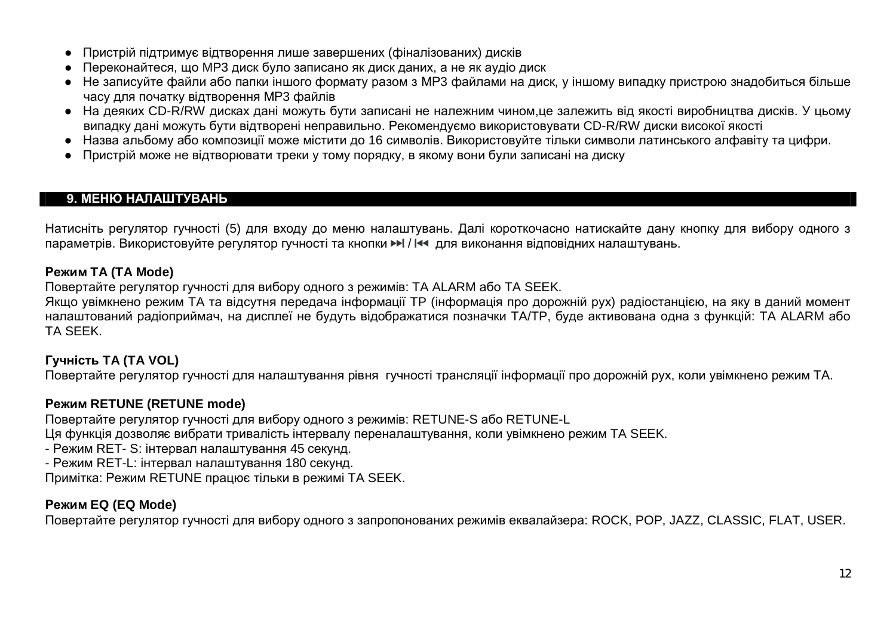- Пристрій підтримує відтворення лише завершених (фіналізованих) дисків
- Переконайтеся, що MP3 диск було записано як диск даних, а не як аудіо диск
- Не записуйте файли або папки іншого формату разом з MP3 файлами на диск, у іншому випадку пристрою знадобиться більше часу для початку відтворення MP3 файлів
- На деяких CD-R/RW дисках дані можуть бути записані не належним чином,це залежить від якості виробництва дисків. У цьому випадку дані можуть бути відтворені неправильно. Рекомендуємо використовувати CD-R/RW диски високої якості
- Назва альбому або композиції може містити до 16 символів. Використовуйте тільки символи латинського алфавіту та цифри.
- Пристрій може не відтворювати треки у тому порядку, в якому вони були записані на диску

## 9. МЕНЮ НАЛАШТУВАНЬ

Натисніть регулятор гучності (5) для входу до меню налаштувань. Далі короткочасно натискайте дану кнопку для вибору одного з параметрів. Використовуйте регулятор гучності та кнопки ⏭/⏮ для виконання відповідних налаштувань.

**Режим TA (TA Mode)**

Повертайте регулятор гучності для вибору одного з режимів: TA ALARM або TA SEEK.
Якщо увімкнено режим TA та відсутня передача інформації TP (інформація про дорожній рух) радіостанцією, на яку в даний момент налаштований радіоприймач, на дисплеї не будуть відображатися позначки TA/TP, буде активована одна з функцій: TA ALARM або TA SEEK.

**Гучність TA (TA VOL)**

Повертайте регулятор гучності для налаштування рівня гучності трансляції інформації про дорожній рух, коли увімкнено режим TA.

**Режим RETUNE (RETUNE mode)**

Повертайте регулятор гучності для вибору одного з режимів: RETUNE-S або RETUNE-L
Ця функція дозволяє вибрати тривалість інтервалу переналаштування, коли увімкнено режим TA SEEK.
- Режим RET- S: інтервал налаштування 45 секунд.
- Режим RET-L: інтервал налаштування 180 секунд.

Примітка: Режим RETUNE працює тільки в режимі TA SEEK.

**Режим EQ (EQ Mode)**

Повертайте регулятор гучності для вибору одного з запропонованих режимів еквалайзера: ROCK, POP, JAZZ, CLASSIC, FLAT, USER.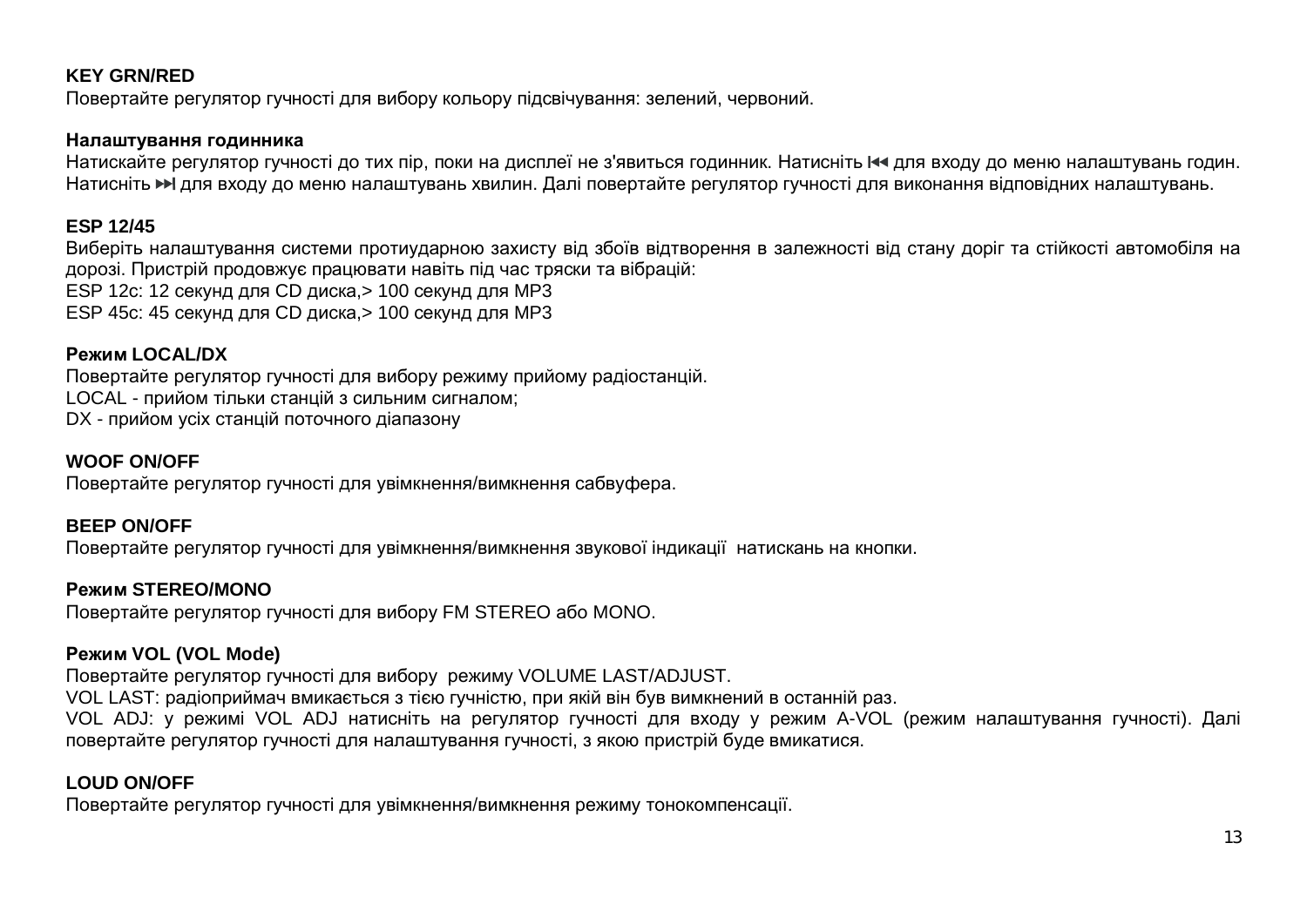**KEY GRN/RED**

Повертайте регулятор гучності для вибору кольору підсвічування: зелений, червоний.

**Налаштування годинника**

Натискайте регулятор гучності до тих пір, поки на дисплеї не з'явиться годинник. Натисніть ⏮ для входу до меню налаштувань годин. Натисніть ⏭ для входу до меню налаштувань хвилин. Далі повертайте регулятор гучності для виконання відповідних налаштувань.

**ESP 12/45**

Виберіть налаштування системи протиударною захисту від збоїв відтворення в залежності від стану доріг та стійкості автомобіля на дорозі. Пристрій продовжує працювати навіть під час тряски та вібрацій:
ESP 12с: 12 секунд для CD диска,> 100 секунд для MP3
ESP 45с: 45 секунд для CD диска,> 100 секунд для MP3

**Режим LOCAL/DX**

Повертайте регулятор гучності для вибору режиму прийому радіостанцій.
LOCAL - прийом тільки станцій з сильним сигналом;
DX - прийом усіх станцій поточного діапазону

**WOOF ON/OFF**

Повертайте регулятор гучності для увімкнення/вимкнення сабвуфера.

**BEEP ON/OFF**

Повертайте регулятор гучності для увімкнення/вимкнення звукової індикації натискань на кнопки.

**Режим STEREO/MONO**

Повертайте регулятор гучності для вибору FM STEREO або MONO.

**Режим VOL (VOL Mode)**

Повертайте регулятор гучності для вибору режиму VOLUME LAST/ADJUST.
VOL LAST: радіоприймач вмикається з тією гучністю, при якій він був вимкнений в останній раз.
VOL ADJ: у режимі VOL ADJ натисніть на регулятор гучності для входу у режим A-VOL (режим налаштування гучності). Далі повертайте регулятор гучності для налаштування гучності, з якою пристрій буде вмикатися.

**LOUD ON/OFF**

Повертайте регулятор гучності для увімкнення/вимкнення режиму тонокомпенсації.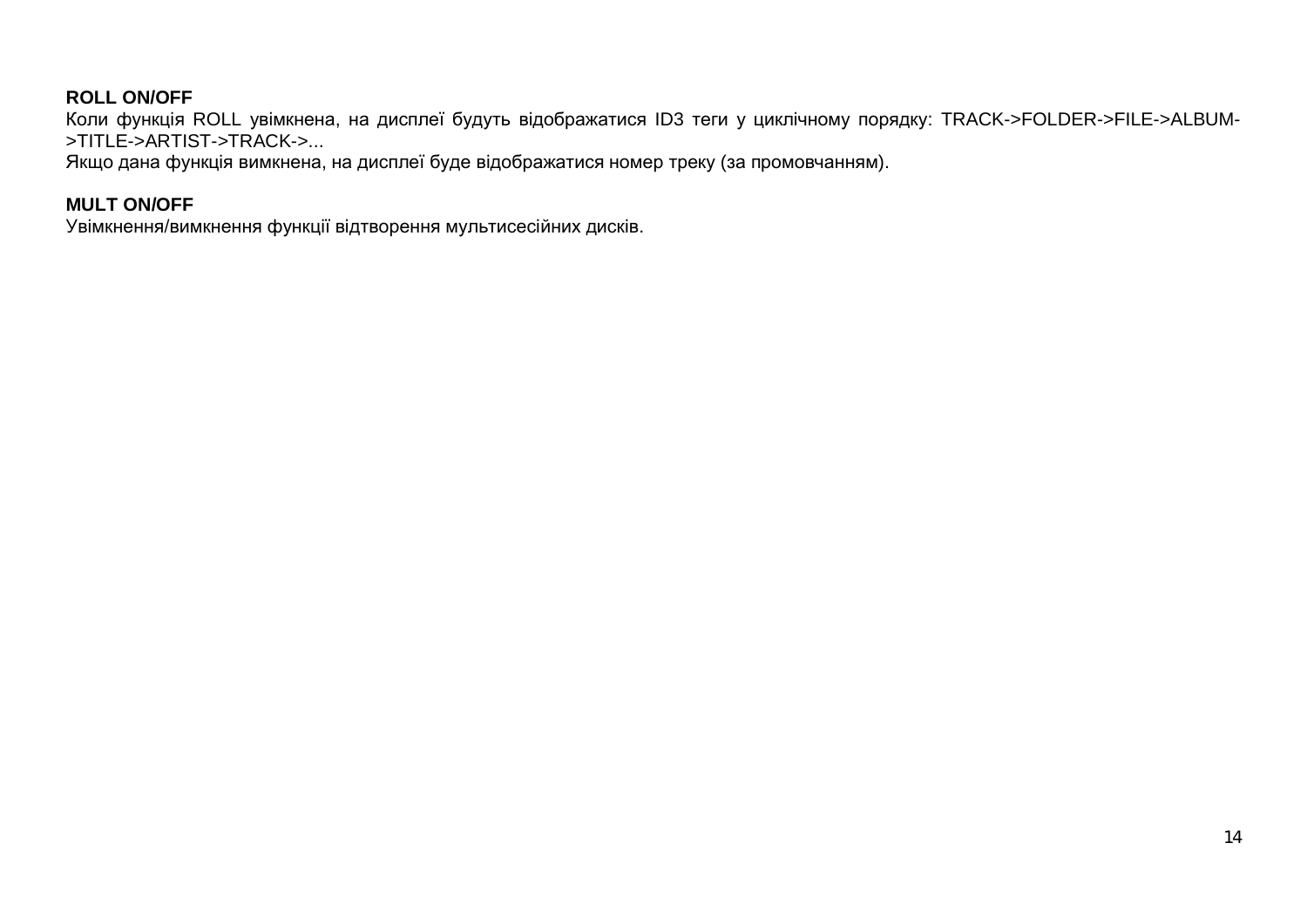**ROLL ON/OFF**

Коли функція ROLL увімкнена, на дисплеї будуть відображатися ID3 теги у циклічному порядку: TRACK->FOLDER->FILE->ALBUM->TITLE->ARTIST->TRACK->...

Якщо дана функція вимкнена, на дисплеї буде відображатися номер треку (за промовчанням).

**MULT ON/OFF**

Увімкнення/вимкнення функції відтворення мультисесійних дисків.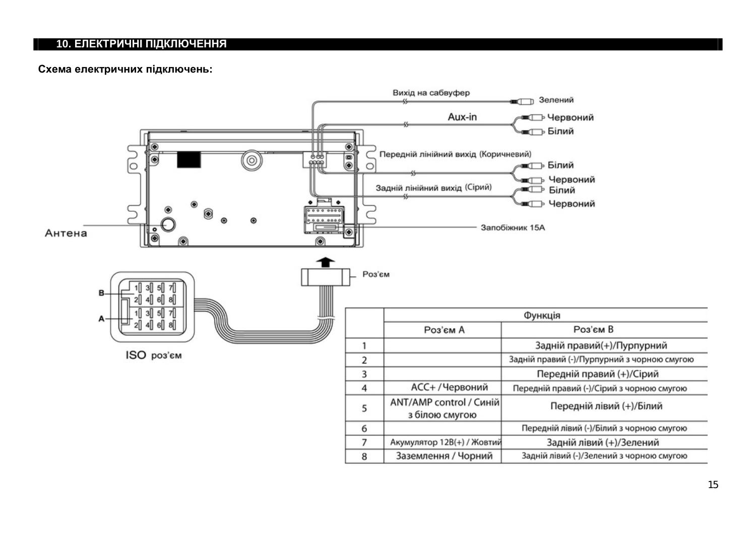## 10. ЕЛЕКТРИЧНІ ПІДКЛЮЧЕННЯ

**Схема електричних підключень:**

Вихід на сабвуфер
Зелений
Aux-in
Червоний
Білий
Передній лінійний вихід (Коричневий)
Білий
Червоний
Задній лінійний вихід (Сірий)
Білий
Червоний
Антена
Запобіжник 15А
Роз'єм
B
A
ISO роз'єм

| | Функція | |
|---|---|---|
| | Роз'єм А | Роз'єм В |
| 1 | | Задній правий(+)/Пурпурний |
| 2 | | Задній правий (-)/Пурпурний з чорною смугою |
| 3 | | Передній правий (+)/Сірий |
| 4 | ACC+ /Червоний | Передній правий (-)/Сірий з чорною смугою |
| 5 | ANT/AMP control / Синій з білою смугою | Передній лівий (+)/Білий |
| 6 | | Передній лівий (-)/Білий з чорною смугою |
| 7 | Акумулятор 12В(+) / Жовтий | Задній лівий (+)/Зелений |
| 8 | Заземлення / Чорний | Задній лівий (-)/Зелений з чорною смугою |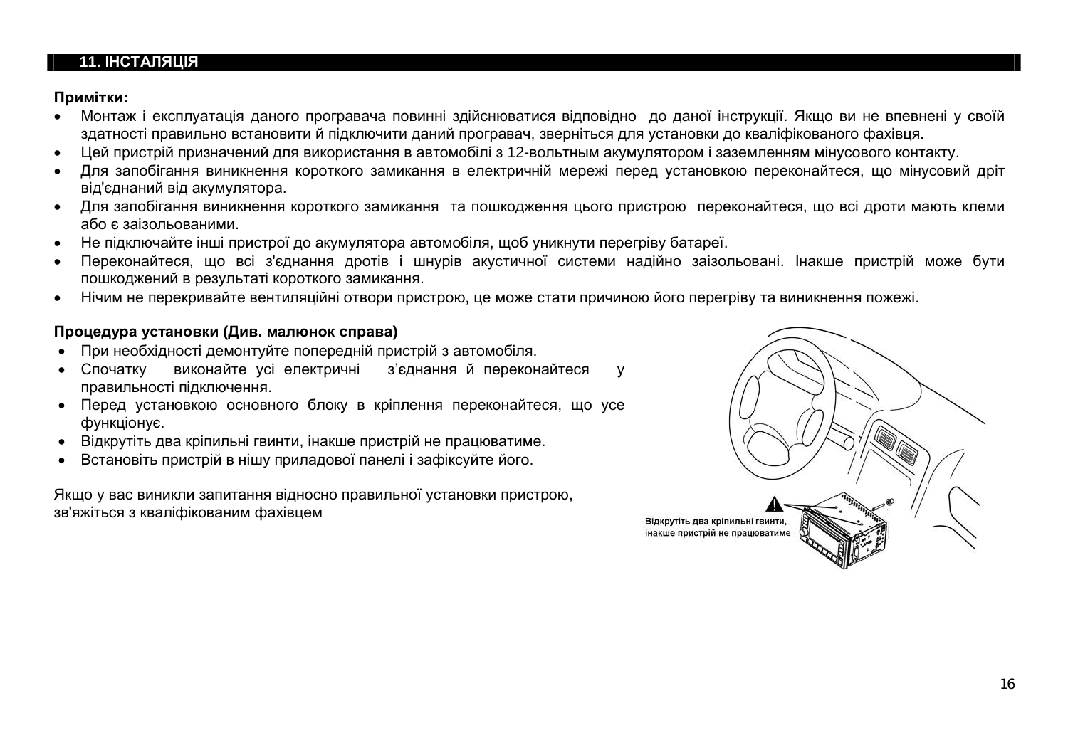## 11. ІНСТАЛЯЦІЯ

**Примітки:**

- Монтаж і експлуатація даного програвача повинні здійснюватися відповідно до даної інструкції. Якщо ви не впевнені у своїй здатності правильно встановити й підключити даний програвач, зверніться для установки до кваліфікованого фахівця.
- Цей пристрій призначений для використання в автомобілі з 12-вольтным акумулятором і заземленням мінусового контакту.
- Для запобігання виникнення короткого замикання в електричній мережі перед установкою переконайтеся, що мінусовий дріт від'єднаний від акумулятора.
- Для запобігання виникнення короткого замикання та пошкодження цього пристрою переконайтеся, що всі дроти мають клеми або є заізольованими.
- Не підключайте інші пристрої до акумулятора автомобіля, щоб уникнути перегріву батареї.
- Переконайтеся, що всі з'єднання дротів і шнурів акустичної системи надійно заізольовані. Інакше пристрій може бути пошкоджений в результаті короткого замикання.
- Нічим не перекривайте вентиляційні отвори пристрою, це може стати причиною його перегріву та виникнення пожежі.

**Процедура установки (Див. малюнок справа)**

- При необхідності демонтуйте попередній пристрій з автомобіля.
- Спочатку виконайте усі електричні з'єднання й переконайтеся у правильності підключення.
- Перед установкою основного блоку в кріплення переконайтеся, що усе функціонує.
- Відкрутіть два кріпильні гвинти, інакше пристрій не працюватиме.
- Встановіть пристрій в нішу приладової панелі і зафіксуйте його.

Якщо у вас виникли запитання відносно правильної установки пристрою, зв'яжіться з кваліфікованим фахівцем

Відкрутіть два кріпильні гвинти, інакше пристрій не працюватиме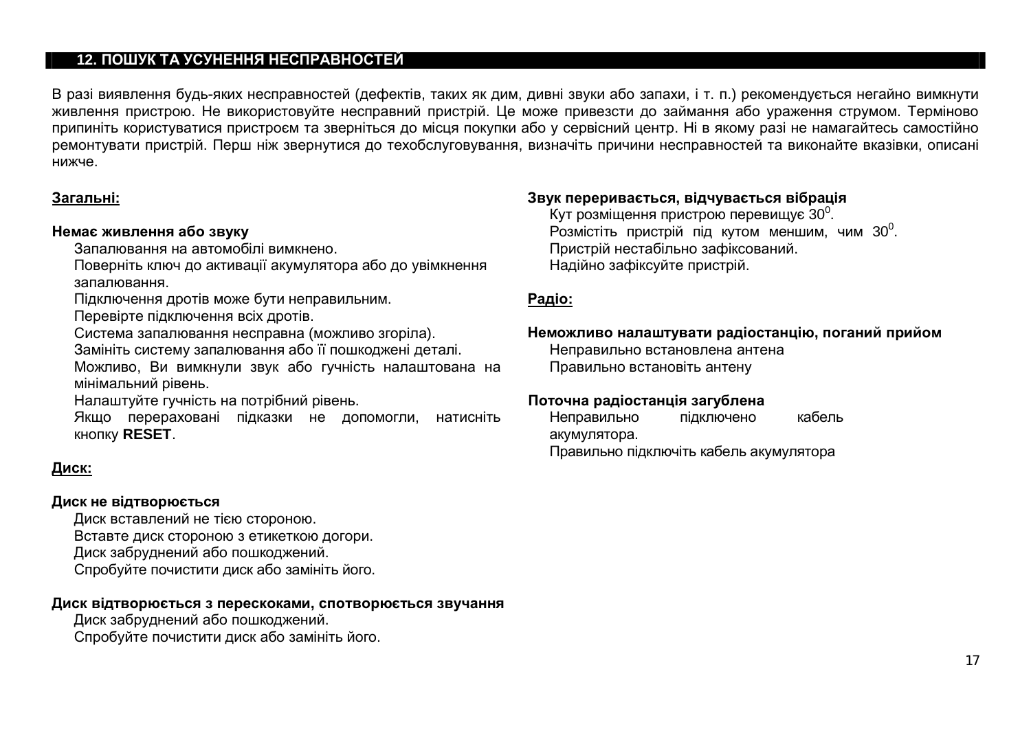## 12. ПОШУК ТА УСУНЕННЯ НЕСПРАВНОСТЕЙ

В разі виявлення будь-яких несправностей (дефектів, таких як дим, дивні звуки або запахи, і т. п.) рекомендується негайно вимкнути живлення пристрою. Не використовуйте несправний пристрій. Це може привезсти до займання або ураження струмом. Терміново припиніть користуватися пристроєм та зверніться до місця покупки або у сервісний центр. Ні в якому разі не намагайтесь самостійно ремонтувати пристрій. Перш ніж звернутися до техобслуговування, визначіть причини несправностей та виконайте вказівки, описані нижче.

### Загальні:

**Немає живлення або звуку**

Запалювання на автомобілі вимкнено.
Поверніть ключ до активації акумулятора або до увімкнення запалювання.
Підключення дротів може бути неправильним.
Перевірте підключення всіх дротів.
Система запалювання несправна (можливо згоріла).
Замініть систему запалювання або її пошкоджені деталі.
Можливо, Ви вимкнули звук або гучність налаштована на мінімальний рівень.
Налаштуйте гучність на потрібний рівень.
Якщо перераховані підказки не допомогли, натисніть кнопку **RESET**.

### Диск:

**Диск не відтворюється**

Диск вставлений не тією стороною.
Вставте диск стороною з етикеткою догори.
Диск забруднений або пошкоджений.
Спробуйте почистити диск або замініть його.

**Диск відтворюється з перескоками, спотворюється звучання**

Диск забруднений або пошкоджений.
Спробуйте почистити диск або замініть його.

**Звук переривається, відчувається вібрація**

Кут розміщення пристрою перевищує $30^0$.
Розмістіть пристрій під кутом меншим, чим $30^0$.
Пристрій нестабільно зафіксований.
Надійно зафіксуйте пристрій.

### Радіо:

**Неможливо налаштувати радіостанцію, поганий прийом**

Неправильно встановлена антена
Правильно встановіть антену

**Поточна радіостанція загублена**

Неправильно підключено кабель акумулятора.
Правильно підключіть кабель акумулятора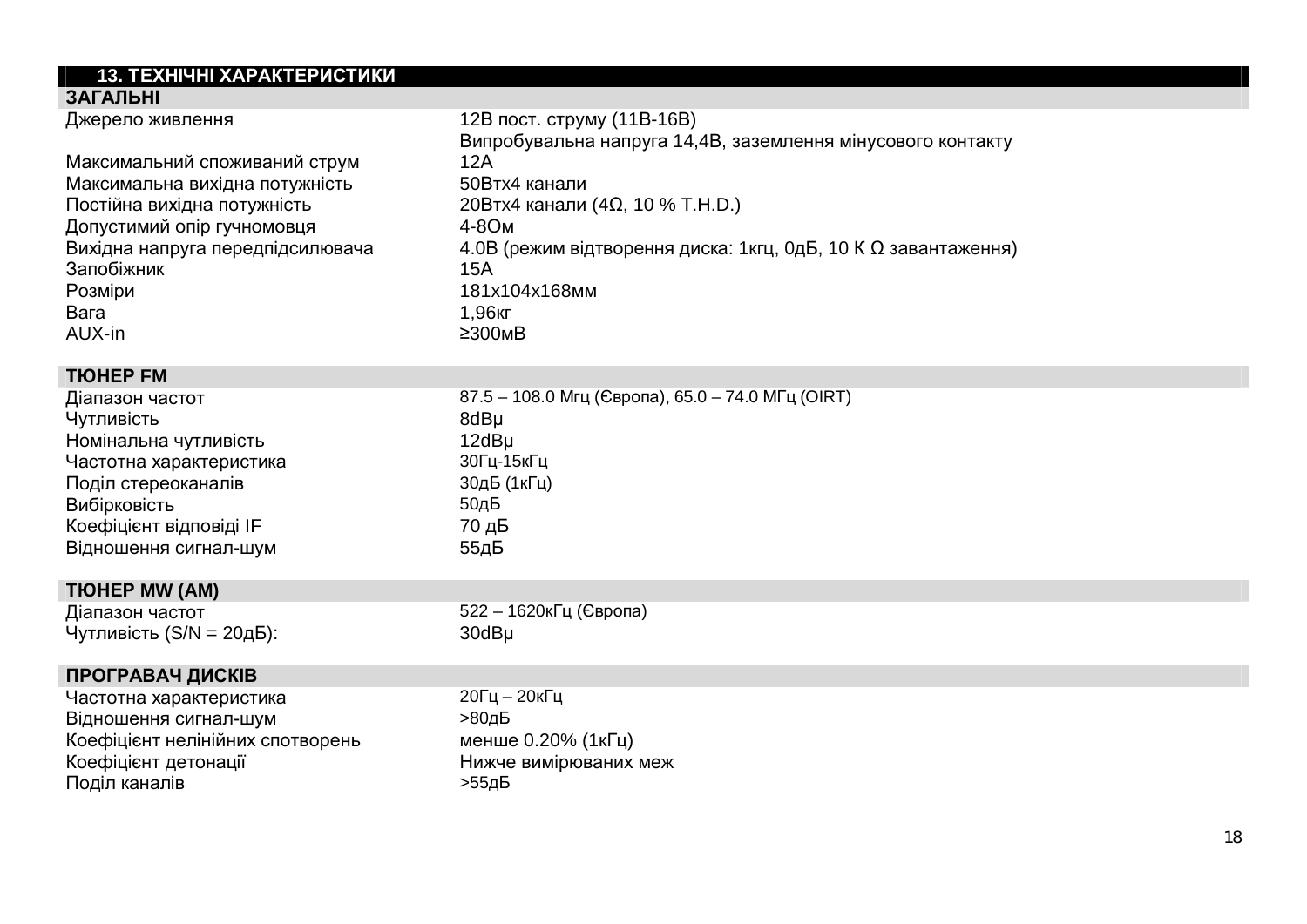## 13. ТЕХНІЧНІ ХАРАКТЕРИСТИКИ

### ЗАГАЛЬНІ

| | |
|---|---|
| Джерело живлення | 12В пост. струму (11В-16В)<br>Випробувальна напруга 14,4В, заземлення мінусового контакту |
| Максимальний споживаний струм | 12А |
| Максимальна вихідна потужність | 50Втx4 канали |
| Постійна вихідна потужність | 20Втx4 канали (4Ω, 10 % T.H.D.) |
| Допустимий опір гучномовця | 4-8Ом |
| Вихідна напруга передпідсилювача | 4.0В (режим відтворення диска: 1кгц, 0дБ, 10 К Ω завантаження) |
| Запобіжник | 15А |
| Розміри | 181x104x168мм |
| Вага | 1,96кг |
| AUX-in | ≥300мВ |

### ТЮНЕР FM

| | |
|---|---|
| Діапазон частот | 87.5 – 108.0 Мгц (Європа), 65.0 – 74.0 МГц (OIRT) |
| Чутливість | 8dBµ |
| Номінальна чутливість | 12dBµ |
| Частотна характеристика | 30Гц-15кГц |
| Поділ стереоканалів | 30дБ (1кГц) |
| Вибірковість | 50дБ |
| Коефіцієнт відповіді IF | 70 дБ |
| Відношення сигнал-шум | 55дБ |

### ТЮНЕР MW (AM)

| | |
|---|---|
| Діапазон частот | 522 – 1620кГц (Європа) |
| Чутливість (S/N = 20дБ): | 30dBµ |

### ПРОГРАВАЧ ДИСКІВ

| | |
|---|---|
| Частотна характеристика | 20Гц – 20кГц |
| Відношення сигнал-шум | >80дБ |
| Коефіцієнт нелінійних спотворень | менше 0.20% (1кГц) |
| Коефіцієнт детонації | Нижче вимірюваних меж |
| Поділ каналів | >55дБ |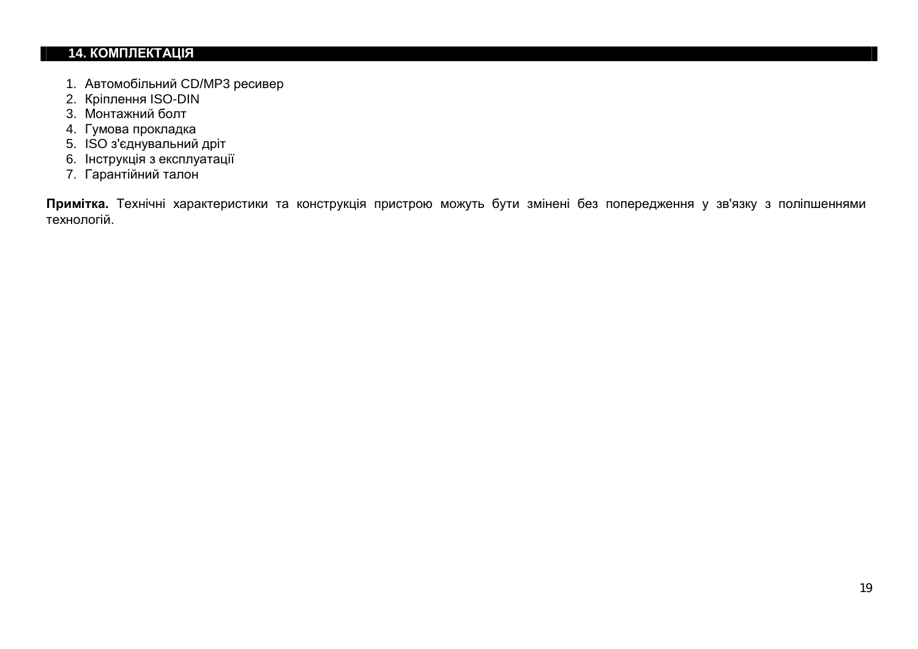## 14. КОМПЛЕКТАЦІЯ

1. Автомобільний CD/MP3 ресивер
2. Кріплення ISO-DIN
3. Монтажний болт
4. Гумова прокладка
5. ISO з'єднувальний дріт
6. Інструкція з експлуатації
7. Гарантійний талон

**Примітка.** Технічні характеристики та конструкція пристрою можуть бути змінені без попередження у зв'язку з поліпшеннями технологій.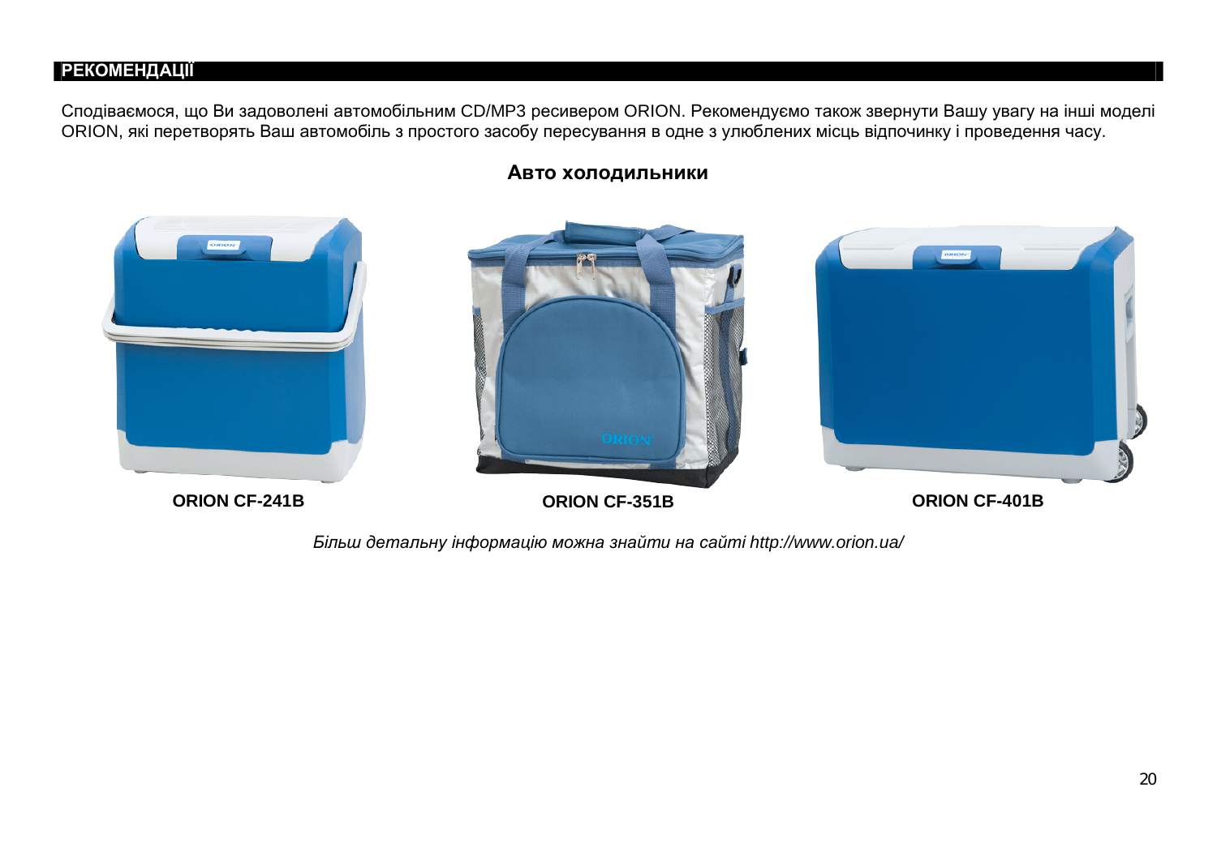# РЕКОМЕНДАЦІЇ

Сподіваємося, що Ви задоволені автомобільним CD/MP3 ресивером ORION. Рекомендуємо також звернути Вашу увагу на інші моделі ORION, які перетворять Ваш автомобіль з простого засобу пересування в одне з улюблених місць відпочинку і проведення часу.

## Авто холодильники

**ORION CF-241B**

**ORION CF-351B**

**ORION CF-401B**

*Більш детальну інформацію можна знайти на сайті http://www.orion.ua/*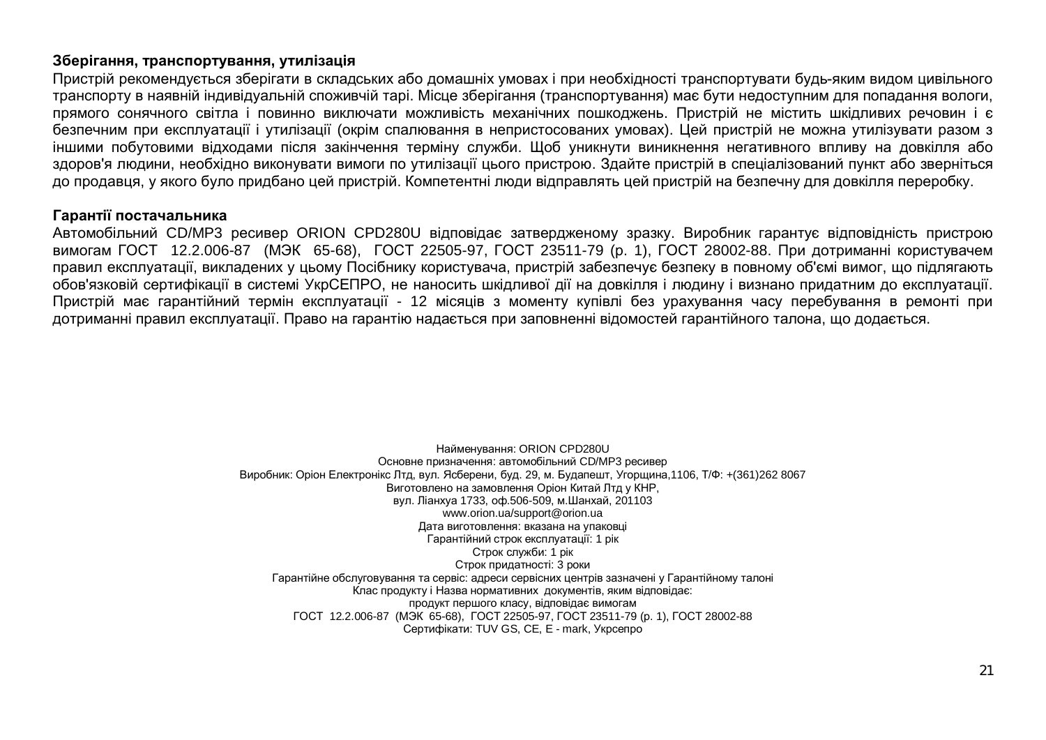**Зберігання, транспортування, утилізація**

Пристрій рекомендується зберігати в складських або домашніх умовах і при необхідності транспортувати будь-яким видом цивільного транспорту в наявній індивідуальній споживчій тарі. Місце зберігання (транспортування) має бути недоступним для попадання вологи, прямого сонячного світла і повинно виключати можливість механічних пошкоджень. Пристрій не містить шкідливих речовин і є безпечним при експлуатації і утилізації (окрім спалювання в непристосованих умовах). Цей пристрій не можна утилізувати разом з іншими побутовими відходами після закінчення терміну служби. Щоб уникнути виникнення негативного впливу на довкілля або здоров'я людини, необхідно виконувати вимоги по утилізації цього пристрою. Здайте пристрій в спеціалізований пункт або зверніться до продавця, у якого було придбано цей пристрій. Компетентні люди відправлять цей пристрій на безпечну для довкілля переробку.

**Гарантії постачальника**

Автомобільний CD/MP3 ресивер ORION CPD280U відповідає затвердженому зразку. Виробник гарантує відповідність пристрою вимогам ГОСТ 12.2.006-87 (МЭК 65-68), ГОСТ 22505-97, ГОСТ 23511-79 (р. 1), ГОСТ 28002-88. При дотриманні користувачем правил експлуатації, викладених у цьому Посібнику користувача, пристрій забезпечує безпеку в повному об'ємі вимог, що підлягають обов'язковій сертифікації в системі УкрСЕПРО, не наносить шкідливої дії на довкілля і людину і визнано придатним до експлуатації. Пристрій має гарантійний термін експлуатації - 12 місяців з моменту купівлі без урахування часу перебування в ремонті при дотриманні правил експлуатації. Право на гарантію надається при заповненні відомостей гарантійного талона, що додається.

Найменування: ORION CPD280U
Основне призначення: автомобільний CD/MP3 ресивер
Виробник: Оріон Електронікс Лтд, вул. Ясберени, буд. 29, м. Будапешт, Угорщина,1106, Т/Ф: +(361)262 8067
Виготовлено на замовлення Оріон Китай Лтд у КНР,
вул. Ліанхуа 1733, оф.506-509, м.Шанхай, 201103
www.orion.ua/support@orion.ua
Дата виготовлення: вказана на упаковці
Гарантійний строк експлуатації: 1 рік
Строк служби: 1 рік
Строк придатності: 3 роки
Гарантійне обслуговування та сервіс: адреси сервісних центрів зазначені у Гарантійному талоні
Клас продукту і Назва нормативних документів, яким відповідає:
продукт першого класу, відповідає вимогам
ГОСТ 12.2.006-87 (МЭК 65-68), ГОСТ 22505-97, ГОСТ 23511-79 (р. 1), ГОСТ 28002-88
Сертифікати: TUV GS, CE, E - mark, Укрсепро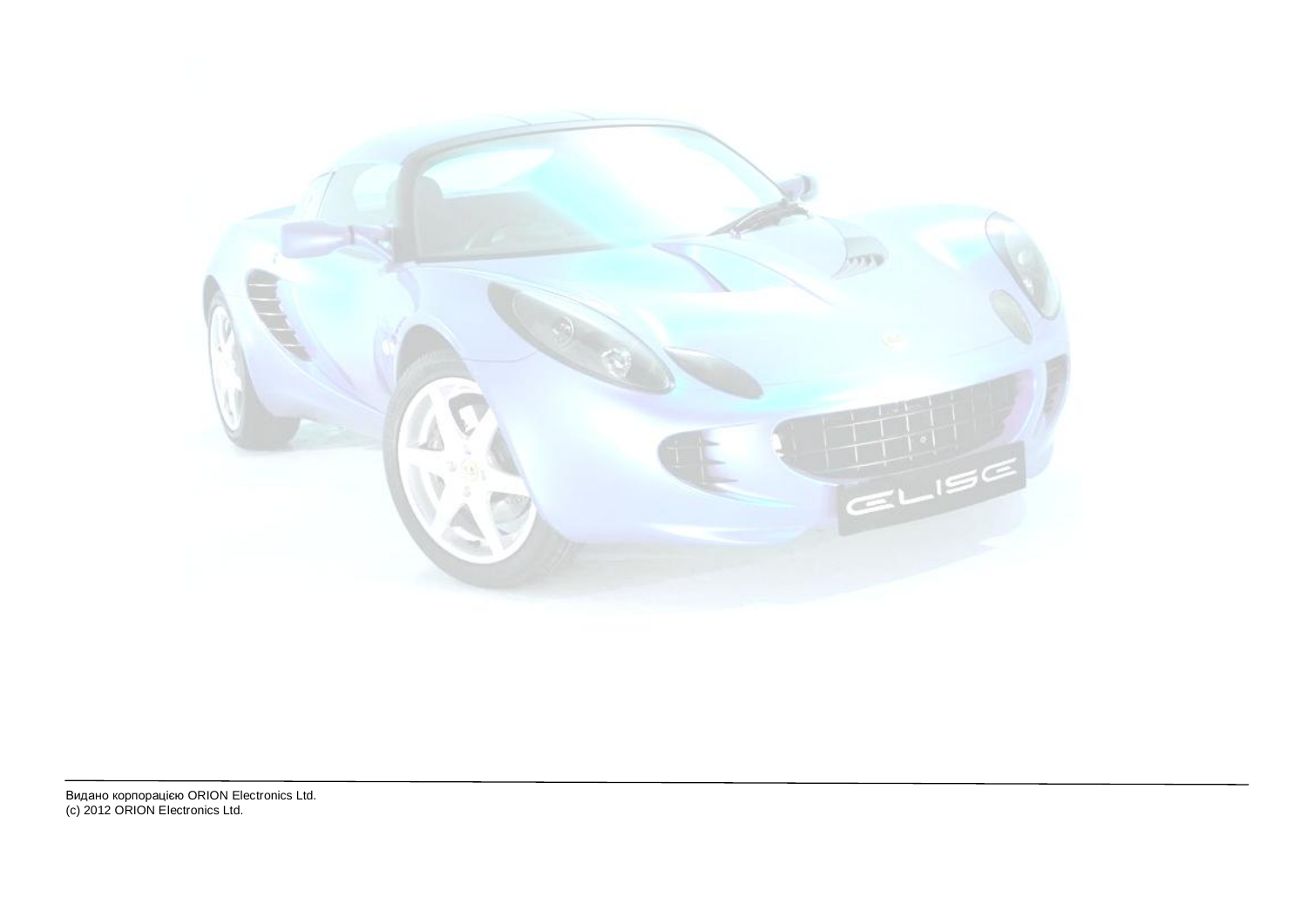Видано корпорацією ORION Electronics Ltd.
(c) 2012 ORION Electronics Ltd.